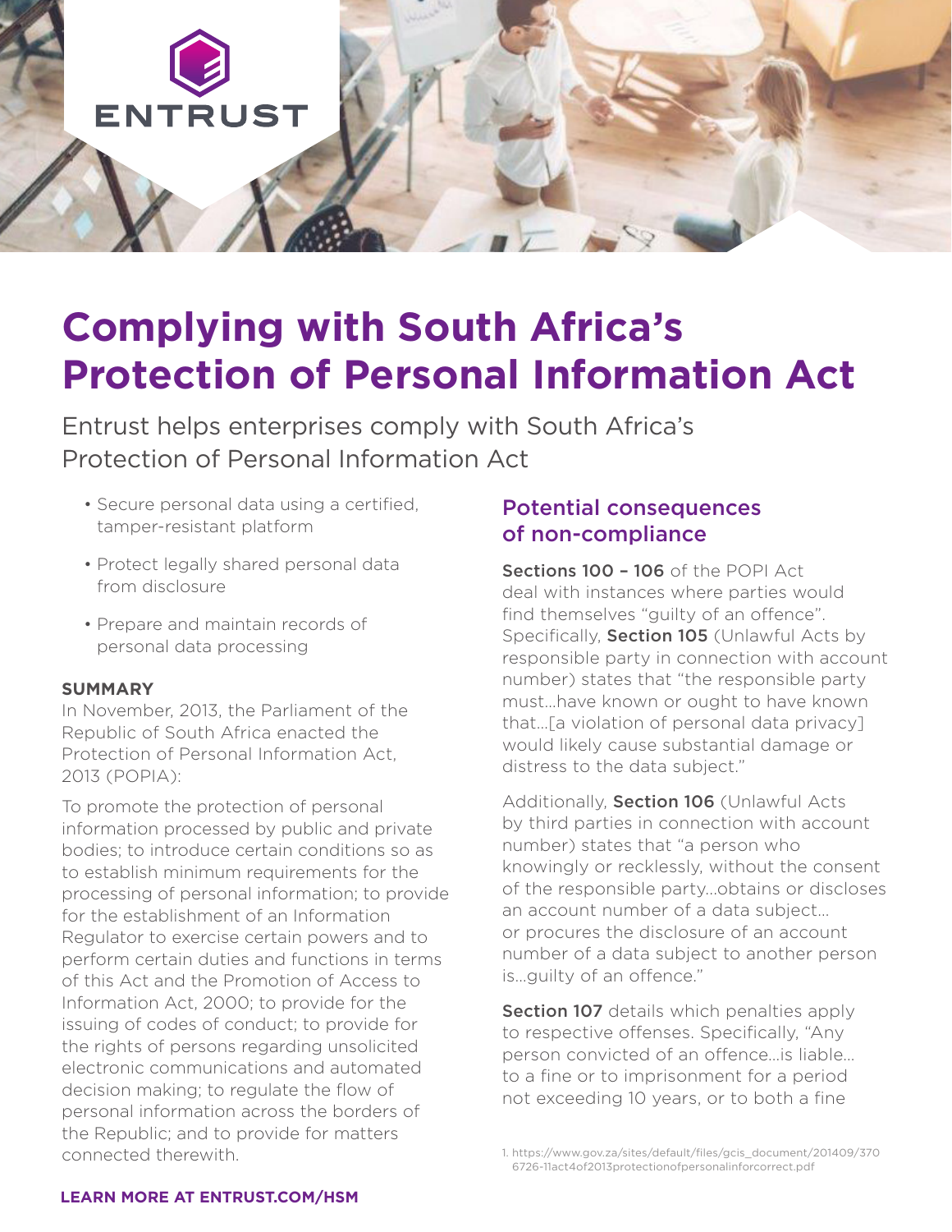ENTRUST

# Complying with South Africa's Protection of Personal Information Act

Entrust helps enterprises comply with South Africa's Protection of Personal Information Act

- Secure personal data using a certified, tamper-resistant platform
- Protect legally shared personal data from disclosure
- Prepare and maintain records of personal data processing

**SUMMARY**

In November, 2013, the Parliament of the Republic of South Africa enacted the Protection of Personal Information Act, 2013 (POPIA):

To promote the protection of personal information processed by public and private bodies; to introduce certain conditions so as to establish minimum requirements for the processing of personal information; to provide for the establishment of an Information Regulator to exercise certain powers and to perform certain duties and functions in terms of this Act and the Promotion of Access to Information Act, 2000; to provide for the issuing of codes of conduct; to provide for the rights of persons regarding unsolicited electronic communications and automated decision making; to regulate the flow of personal information across the borders of the Republic; and to provide for matters connected therewith.

## Potential consequences of non-compliance

**Sections 100 – 106** of the POPI Act deal with instances where parties would find themselves "guilty of an offence". Specifically, **Section 105** (Unlawful Acts by responsible party in connection with account number) states that "the responsible party must…have known or ought to have known that…[a violation of personal data privacy] would likely cause substantial damage or distress to the data subject."

Additionally, **Section 106** (Unlawful Acts by third parties in connection with account number) states that "a person who knowingly or recklessly, without the consent of the responsible party…obtains or discloses an account number of a data subject… or procures the disclosure of an account number of a data subject to another person is…guilty of an offence."

**Section 107** details which penalties apply to respective offenses. Specifically, "Any person convicted of an offence…is liable… to a fine or to imprisonment for a period not exceeding 10 years, or to both a fine

1. https://www.gov.za/sites/default/files/gcis_document/201409/3706726-11act4of2013protectionofpersonalinforcorrect.pdf

**LEARN MORE AT ENTRUST.COM/HSM**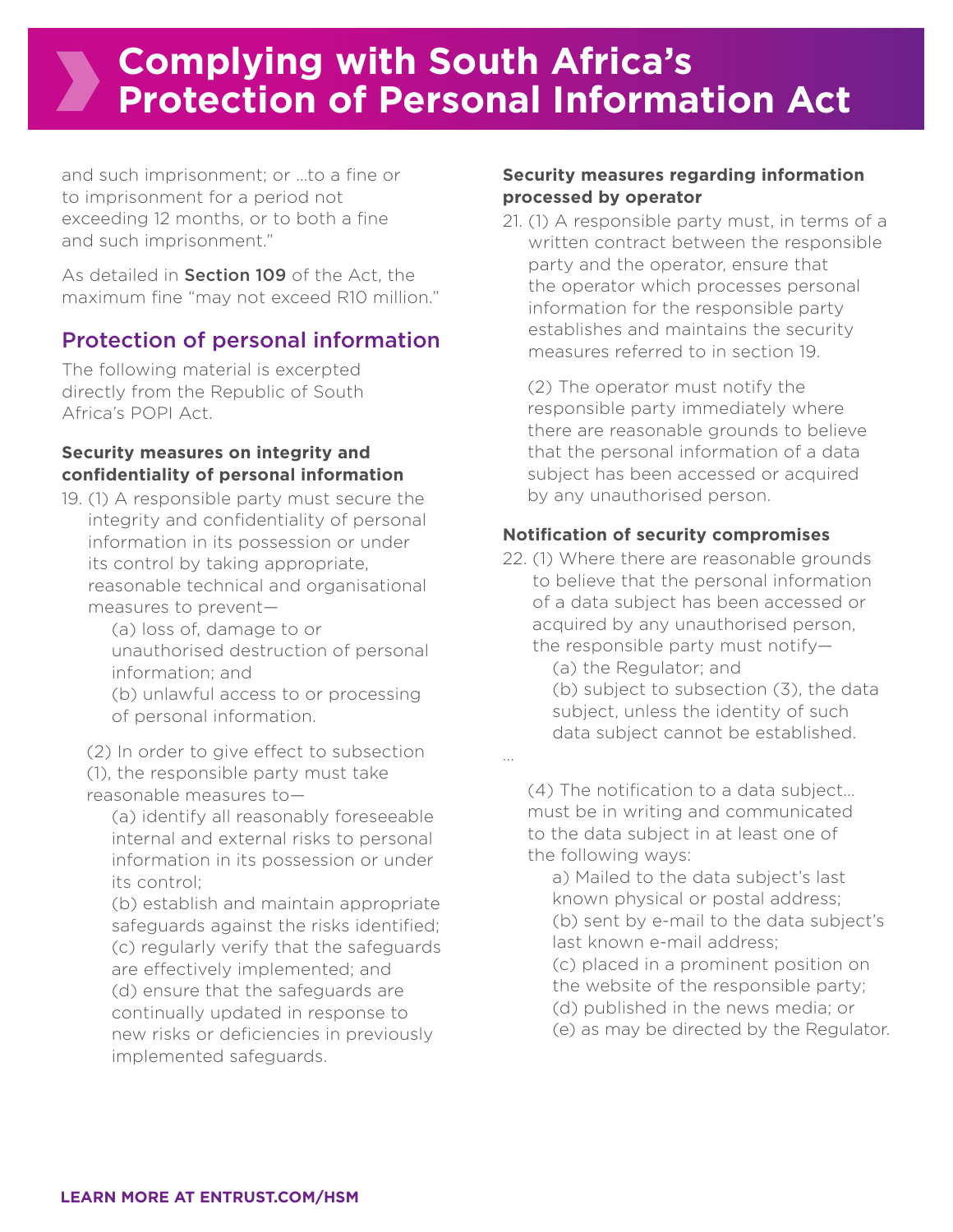and such imprisonment; or ...to a fine or to imprisonment for a period not exceeding 12 months, or to both a fine and such imprisonment."

As detailed in **Section 109** of the Act, the maximum fine "may not exceed R10 million."

## Protection of personal information

The following material is excerpted directly from the Republic of South Africa's POPI Act.

### Security measures on integrity and confidentiality of personal information

19. (1) A responsible party must secure the integrity and confidentiality of personal information in its possession or under its control by taking appropriate, reasonable technical and organisational measures to prevent—

    (a) loss of, damage to or unauthorised destruction of personal information; and

    (b) unlawful access to or processing of personal information.

    (2) In order to give effect to subsection (1), the responsible party must take reasonable measures to—

    (a) identify all reasonably foreseeable internal and external risks to personal information in its possession or under its control;

    (b) establish and maintain appropriate safeguards against the risks identified;

    (c) regularly verify that the safeguards are effectively implemented; and

    (d) ensure that the safeguards are continually updated in response to new risks or deficiencies in previously implemented safeguards.

### Security measures regarding information processed by operator

21. (1) A responsible party must, in terms of a written contract between the responsible party and the operator, ensure that the operator which processes personal information for the responsible party establishes and maintains the security measures referred to in section 19.

    (2) The operator must notify the responsible party immediately where there are reasonable grounds to believe that the personal information of a data subject has been accessed or acquired by any unauthorised person.

### Notification of security compromises

22. (1) Where there are reasonable grounds to believe that the personal information of a data subject has been accessed or acquired by any unauthorised person, the responsible party must notify—

    (a) the Regulator; and

    (b) subject to subsection (3), the data subject, unless the identity of such data subject cannot be established.

...

(4) The notification to a data subject... must be in writing and communicated to the data subject in at least one of the following ways:

a) Mailed to the data subject's last known physical or postal address;

(b) sent by e-mail to the data subject's last known e-mail address;

(c) placed in a prominent position on the website of the responsible party;

(d) published in the news media; or

(e) as may be directed by the Regulator.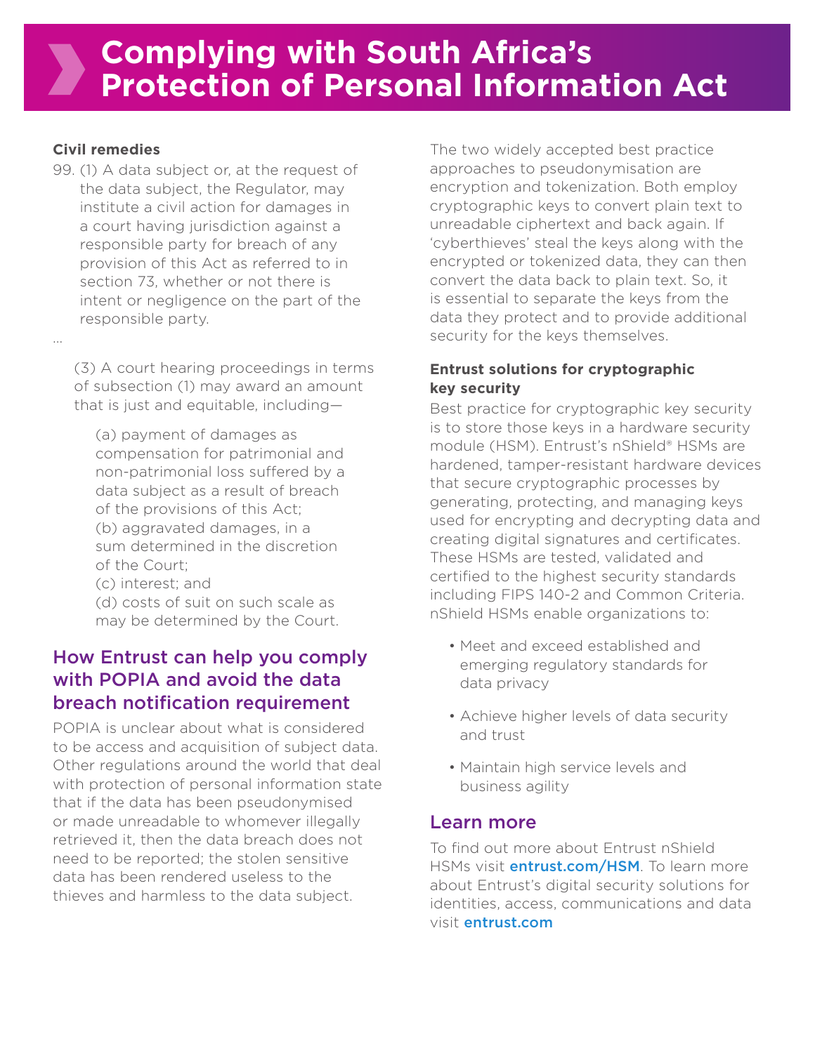**Civil remedies**

99. (1) A data subject or, at the request of the data subject, the Regulator, may institute a civil action for damages in a court having jurisdiction against a responsible party for breach of any provision of this Act as referred to in section 73, whether or not there is intent or negligence on the part of the responsible party.

…

(3) A court hearing proceedings in terms of subsection (1) may award an amount that is just and equitable, including—

(a) payment of damages as compensation for patrimonial and non-patrimonial loss suffered by a data subject as a result of breach of the provisions of this Act;
(b) aggravated damages, in a sum determined in the discretion of the Court;
(c) interest; and
(d) costs of suit on such scale as may be determined by the Court.

## How Entrust can help you comply with POPIA and avoid the data breach notification requirement

POPIA is unclear about what is considered to be access and acquisition of subject data. Other regulations around the world that deal with protection of personal information state that if the data has been pseudonymised or made unreadable to whomever illegally retrieved it, then the data breach does not need to be reported; the stolen sensitive data has been rendered useless to the thieves and harmless to the data subject.

The two widely accepted best practice approaches to pseudonymisation are encryption and tokenization. Both employ cryptographic keys to convert plain text to unreadable ciphertext and back again. If 'cyberthieves' steal the keys along with the encrypted or tokenized data, they can then convert the data back to plain text. So, it is essential to separate the keys from the data they protect and to provide additional security for the keys themselves.

### Entrust solutions for cryptographic key security

Best practice for cryptographic key security is to store those keys in a hardware security module (HSM). Entrust's nShield® HSMs are hardened, tamper-resistant hardware devices that secure cryptographic processes by generating, protecting, and managing keys used for encrypting and decrypting data and creating digital signatures and certificates. These HSMs are tested, validated and certified to the highest security standards including FIPS 140-2 and Common Criteria. nShield HSMs enable organizations to:

- Meet and exceed established and emerging regulatory standards for data privacy
- Achieve higher levels of data security and trust
- Maintain high service levels and business agility

## Learn more

To find out more about Entrust nShield HSMs visit entrust.com/HSM. To learn more about Entrust's digital security solutions for identities, access, communications and data visit entrust.com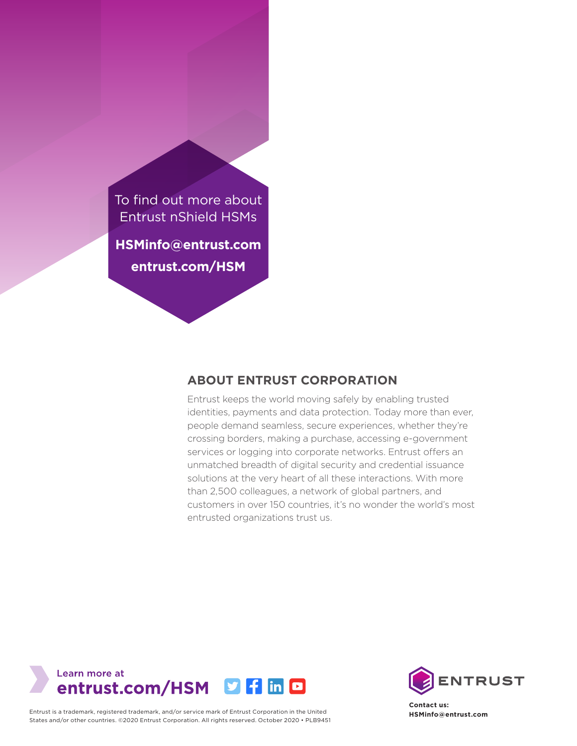To find out more about Entrust nShield HSMs

**HSMinfo@entrust.com**

**entrust.com/HSM**

## ABOUT ENTRUST CORPORATION

Entrust keeps the world moving safely by enabling trusted identities, payments and data protection. Today more than ever, people demand seamless, secure experiences, whether they're crossing borders, making a purchase, accessing e-government services or logging into corporate networks. Entrust offers an unmatched breadth of digital security and credential issuance solutions at the very heart of all these interactions. With more than 2,500 colleagues, a network of global partners, and customers in over 150 countries, it's no wonder the world's most entrusted organizations trust us.

Learn more at
**entrust.com/HSM**

ENTRUST

**Contact us:**
**HSMinfo@entrust.com**

Entrust is a trademark, registered trademark, and/or service mark of Entrust Corporation in the United States and/or other countries. ©2020 Entrust Corporation. All rights reserved. October 2020 • PLB9451